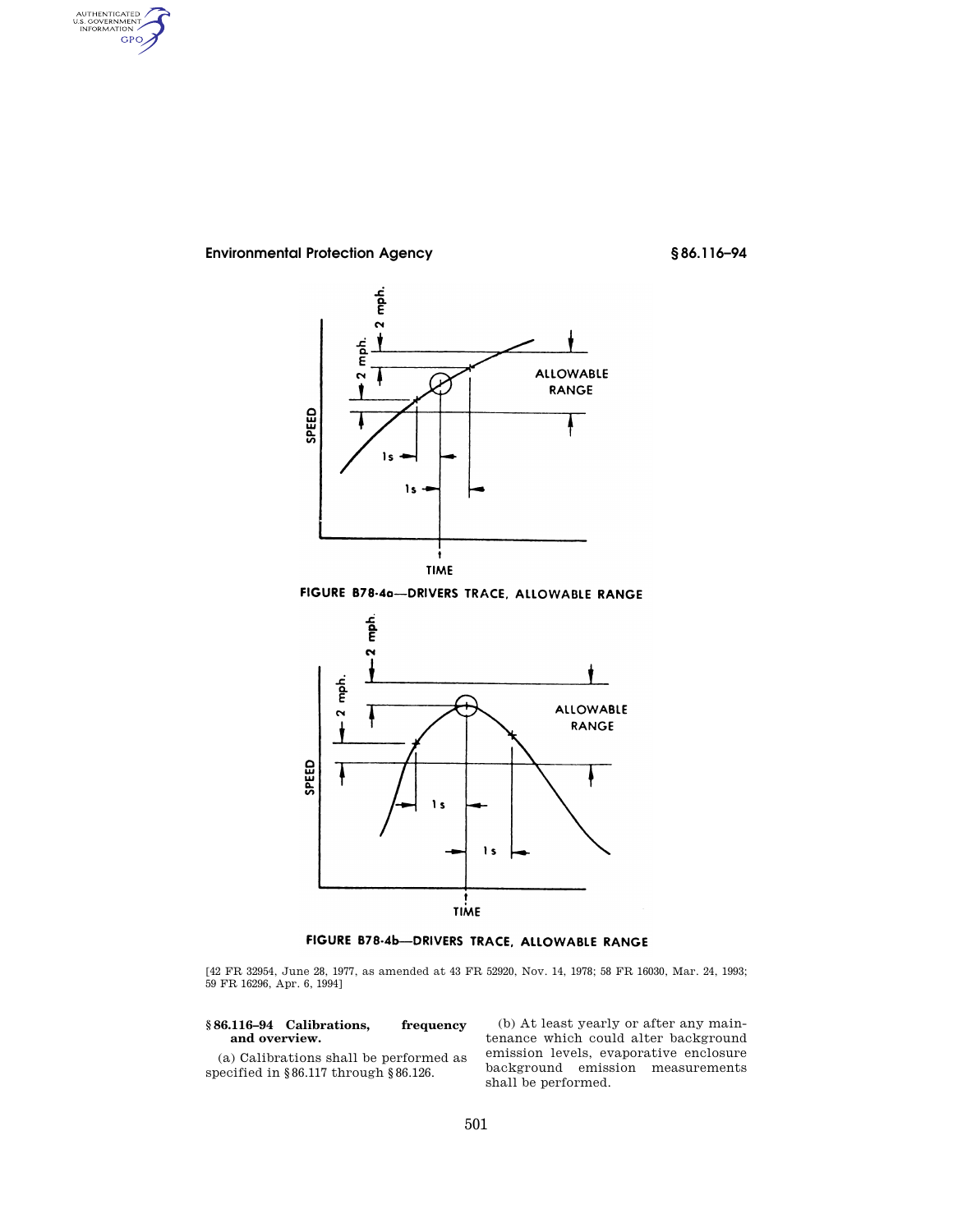FIGURE B78-4a—DRIVERS TRACE, ALLOWABLE RANGE

FIGURE B78-4b—DRIVERS TRACE, ALLOWABLE RANGE

[42 FR 32954, June 28, 1977, as amended at 43 FR 52920, Nov. 14, 1978; 58 FR 16030, Mar. 24, 1993; 59 FR 16296, Apr. 6, 1994]

**§ 86.116–94 Calibrations, frequency and overview.**

(a) Calibrations shall be performed as specified in §86.117 through §86.126.

(b) At least yearly or after any maintenance which could alter background emission levels, evaporative enclosure background emission measurements shall be performed.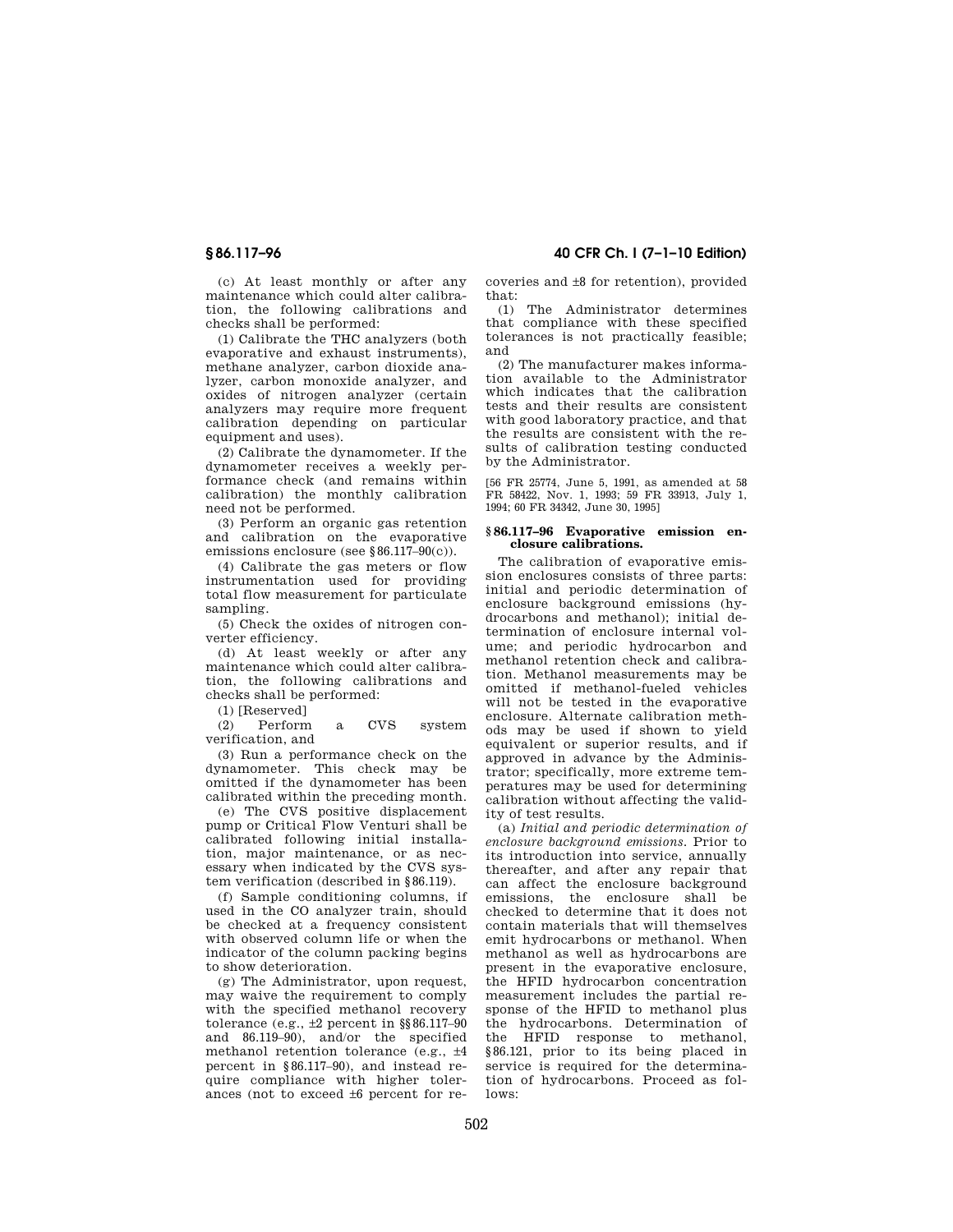(c) At least monthly or after any maintenance which could alter calibration, the following calibrations and checks shall be performed:

(1) Calibrate the THC analyzers (both evaporative and exhaust instruments), methane analyzer, carbon dioxide analyzer, carbon monoxide analyzer, and oxides of nitrogen analyzer (certain analyzers may require more frequent calibration depending on particular equipment and uses).

(2) Calibrate the dynamometer. If the dynamometer receives a weekly performance check (and remains within calibration) the monthly calibration need not be performed.

(3) Perform an organic gas retention and calibration on the evaporative emissions enclosure (see §86.117–90(c)).

(4) Calibrate the gas meters or flow instrumentation used for providing total flow measurement for particulate sampling.

(5) Check the oxides of nitrogen converter efficiency.

(d) At least weekly or after any maintenance which could alter calibration, the following calibrations and checks shall be performed:

(1) [Reserved]

(2) Perform a CVS system verification, and

(3) Run a performance check on the dynamometer. This check may be omitted if the dynamometer has been calibrated within the preceding month.

(e) The CVS positive displacement pump or Critical Flow Venturi shall be calibrated following initial installation, major maintenance, or as necessary when indicated by the CVS system verification (described in §86.119).

(f) Sample conditioning columns, if used in the CO analyzer train, should be checked at a frequency consistent with observed column life or when the indicator of the column packing begins to show deterioration.

(g) The Administrator, upon request, may waive the requirement to comply with the specified methanol recovery tolerance (e.g., ±2 percent in §§86.117–90 and 86.119–90), and/or the specified methanol retention tolerance (e.g., ±4 percent in §86.117–90), and instead require compliance with higher tolerances (not to exceed ±6 percent for recoveries and ±8 for retention), provided that:

(1) The Administrator determines that compliance with these specified tolerances is not practically feasible; and

(2) The manufacturer makes information available to the Administrator which indicates that the calibration tests and their results are consistent with good laboratory practice, and that the results are consistent with the results of calibration testing conducted by the Administrator.

[56 FR 25774, June 5, 1991, as amended at 58 FR 58422, Nov. 1, 1993; 59 FR 33913, July 1, 1994; 60 FR 34342, June 30, 1995]

## §86.117–96 Evaporative emission enclosure calibrations.

The calibration of evaporative emission enclosures consists of three parts: initial and periodic determination of enclosure background emissions (hydrocarbons and methanol); initial determination of enclosure internal volume; and periodic hydrocarbon and methanol retention check and calibration. Methanol measurements may be omitted if methanol-fueled vehicles will not be tested in the evaporative enclosure. Alternate calibration methods may be used if shown to yield equivalent or superior results, and if approved in advance by the Administrator; specifically, more extreme temperatures may be used for determining calibration without affecting the validity of test results.

(a) *Initial and periodic determination of enclosure background emissions.* Prior to its introduction into service, annually thereafter, and after any repair that can affect the enclosure background emissions, the enclosure shall be checked to determine that it does not contain materials that will themselves emit hydrocarbons or methanol. When methanol as well as hydrocarbons are present in the evaporative enclosure, the HFID hydrocarbon concentration measurement includes the partial response of the HFID to methanol plus the hydrocarbons. Determination of the HFID response to methanol, §86.121, prior to its being placed in service is required for the determination of hydrocarbons. Proceed as follows: